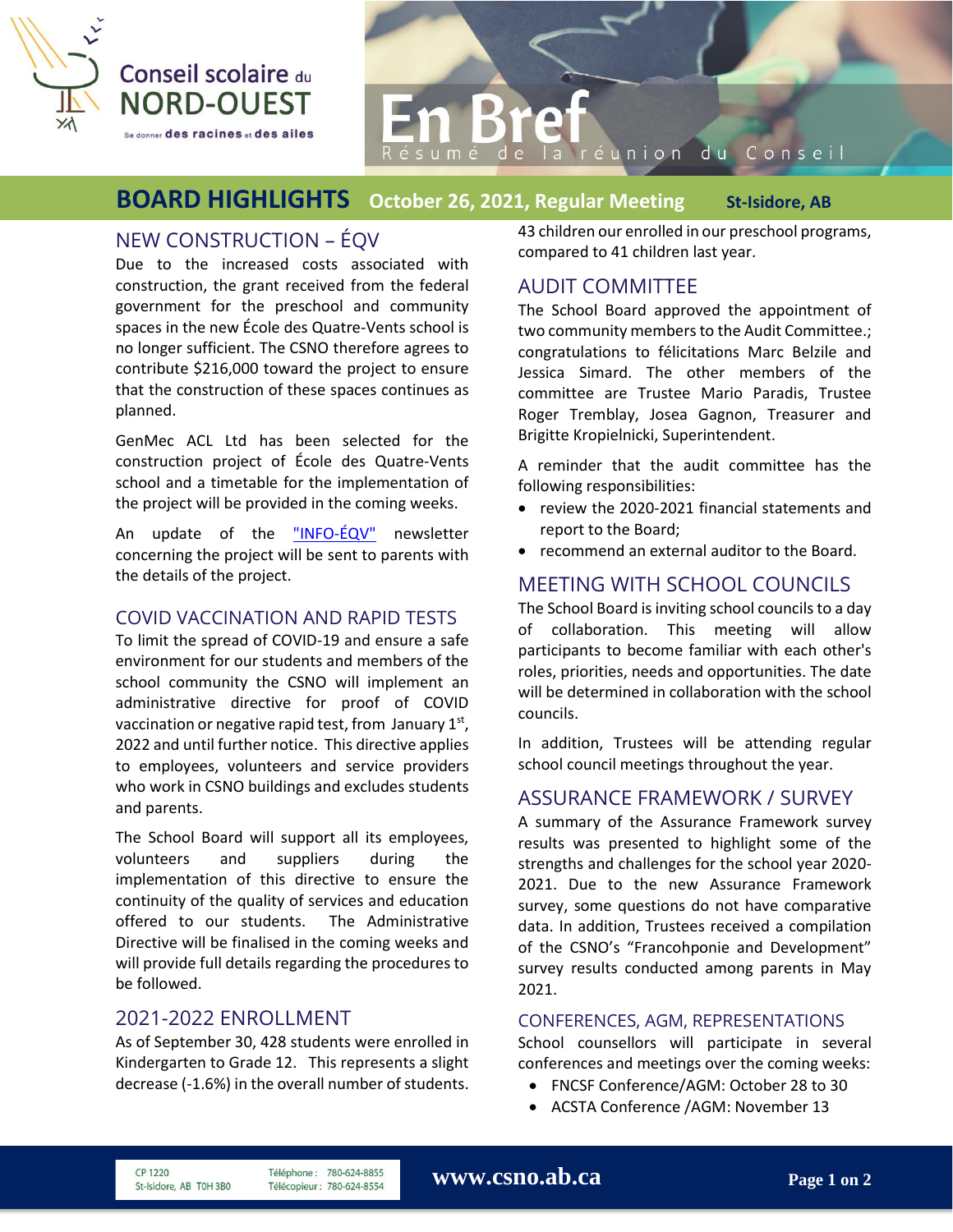Conseil scolaire du NORD-OUEST

Se donner des racines et des ailes

# En Bref

Résumé de la réunion du Conseil

## BOARD HIGHLIGHTS October 26, 2021, Regular Meeting St-Isidore, AB

## NEW CONSTRUCTION – ÉQV

Due to the increased costs associated with construction, the grant received from the federal government for the preschool and community spaces in the new École des Quatre-Vents school is no longer sufficient. The CSNO therefore agrees to contribute $216,000 toward the project to ensure that the construction of these spaces continues as planned.

GenMec ACL Ltd has been selected for the construction project of École des Quatre-Vents school and a timetable for the implementation of the project will be provided in the coming weeks.

An update of the "INFO-ÉQV" newsletter concerning the project will be sent to parents with the details of the project.

## COVID VACCINATION AND RAPID TESTS

To limit the spread of COVID-19 and ensure a safe environment for our students and members of the school community the CSNO will implement an administrative directive for proof of COVID vaccination or negative rapid test, from January 1st, 2022 and until further notice. This directive applies to employees, volunteers and service providers who work in CSNO buildings and excludes students and parents.

The School Board will support all its employees, volunteers and suppliers during the implementation of this directive to ensure the continuity of the quality of services and education offered to our students. The Administrative Directive will be finalised in the coming weeks and will provide full details regarding the procedures to be followed.

## 2021-2022 ENROLLMENT

As of September 30, 428 students were enrolled in Kindergarten to Grade 12. This represents a slight decrease (-1.6%) in the overall number of students. 43 children our enrolled in our preschool programs, compared to 41 children last year.

## AUDIT COMMITTEE

The School Board approved the appointment of two community members to the Audit Committee.; congratulations to félicitations Marc Belzile and Jessica Simard. The other members of the committee are Trustee Mario Paradis, Trustee Roger Tremblay, Josea Gagnon, Treasurer and Brigitte Kropielnicki, Superintendent.

A reminder that the audit committee has the following responsibilities:

- review the 2020-2021 financial statements and report to the Board;
- recommend an external auditor to the Board.

## MEETING WITH SCHOOL COUNCILS

The School Board is inviting school councils to a day of collaboration. This meeting will allow participants to become familiar with each other's roles, priorities, needs and opportunities. The date will be determined in collaboration with the school councils.

In addition, Trustees will be attending regular school council meetings throughout the year.

## ASSURANCE FRAMEWORK / SURVEY

A summary of the Assurance Framework survey results was presented to highlight some of the strengths and challenges for the school year 2020-2021. Due to the new Assurance Framework survey, some questions do not have comparative data. In addition, Trustees received a compilation of the CSNO's "Francohponie and Development" survey results conducted among parents in May 2021.

### CONFERENCES, AGM, REPRESENTATIONS

School counsellors will participate in several conferences and meetings over the coming weeks:

- FNCSF Conference/AGM: October 28 to 30
- ACSTA Conference /AGM: November 13

CP 1220
St-Isidore, AB T0H 3B0

Téléphone : 780-624-8855
Télécopieur : 780-624-8554

www.csno.ab.ca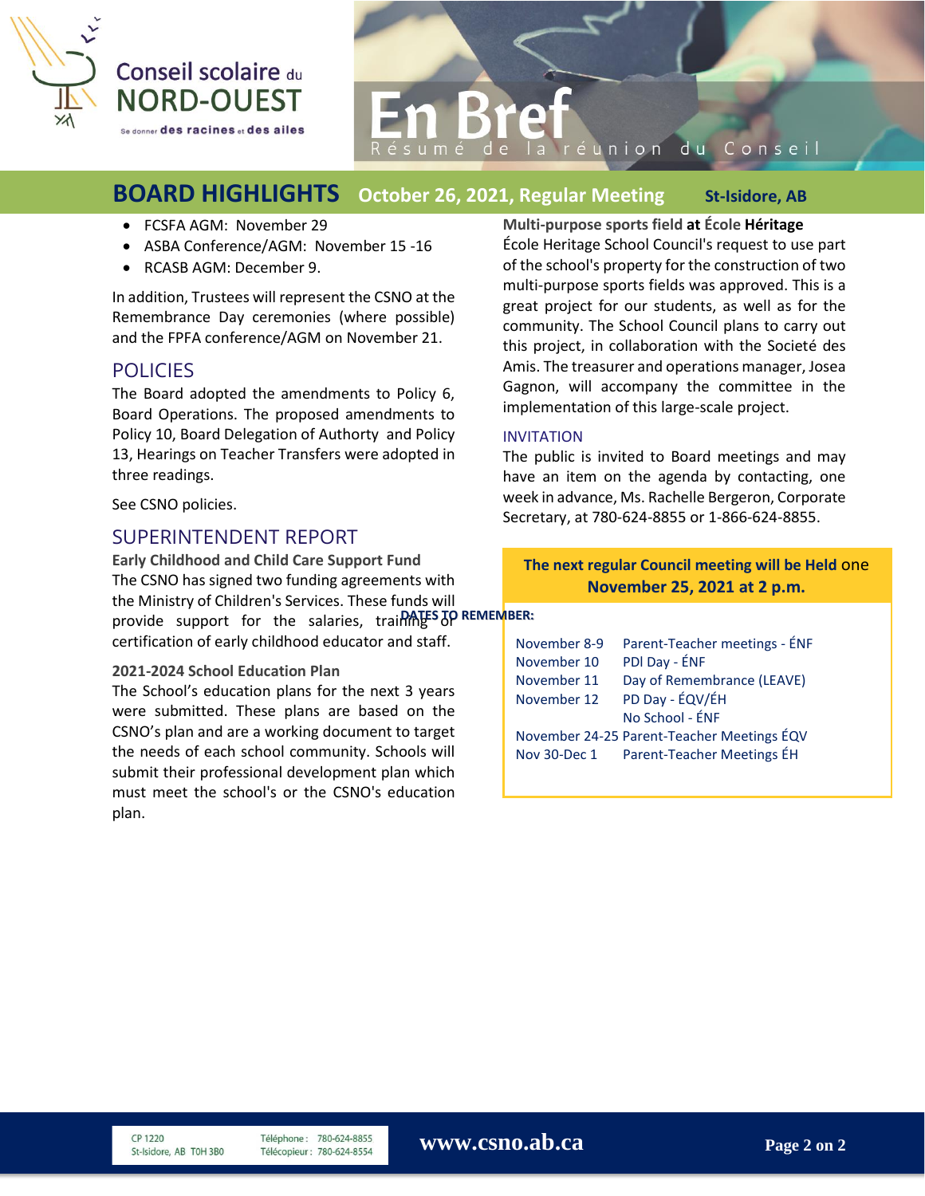Conseil scolaire du NORD-OUEST

Se donner des racines et des ailes

# En Bref

Résumé de la réunion du Conseil

## BOARD HIGHLIGHTS October 26, 2021, Regular Meeting St-Isidore, AB

- FCSFA AGM: November 29
- ASBA Conference/AGM: November 15 -16
- RCASB AGM: December 9.

In addition, Trustees will represent the CSNO at the Remembrance Day ceremonies (where possible) and the FPFA conference/AGM on November 21.

## POLICIES

The Board adopted the amendments to Policy 6, Board Operations. The proposed amendments to Policy 10, Board Delegation of Authorty and Policy 13, Hearings on Teacher Transfers were adopted in three readings.

See CSNO policies.

## SUPERINTENDENT REPORT

**Early Childhood and Child Care Support Fund**

The CSNO has signed two funding agreements with the Ministry of Children's Services. These funds will provide support for the salaries, training or certification of early childhood educator and staff.

**2021-2024 School Education Plan**

The School's education plans for the next 3 years were submitted. These plans are based on the CSNO's plan and are a working document to target the needs of each school community. Schools will submit their professional development plan which must meet the school's or the CSNO's education plan.

**Multi-purpose sports field at École Héritage**

École Heritage School Council's request to use part of the school's property for the construction of two multi-purpose sports fields was approved. This is a great project for our students, as well as for the community. The School Council plans to carry out this project, in collaboration with the Societé des Amis. The treasurer and operations manager, Josea Gagnon, will accompany the committee in the implementation of this large-scale project.

## INVITATION

The public is invited to Board meetings and may have an item on the agenda by contacting, one week in advance, Ms. Rachelle Bergeron, Corporate Secretary, at 780-624-8855 or 1-866-624-8855.

**The next regular Council meeting will be Held one November 25, 2021 at 2 p.m.**

**DATES TO REMEMBER:**

| | |
|---|---|
| November 8-9 | Parent-Teacher meetings - ÉNF |
| November 10 | PDl Day - ÉNF |
| November 11 | Day of Remembrance (LEAVE) |
| November 12 | PD Day - ÉQV/ÉH<br>No School - ÉNF |
| November 24-25 | Parent-Teacher Meetings ÉQV |
| Nov 30-Dec 1 | Parent-Teacher Meetings ÉH |

CP 1220
St-Isidore, AB T0H 3B0

Téléphone : 780-624-8855
Télécopieur : 780-624-8554

www.csno.ab.ca